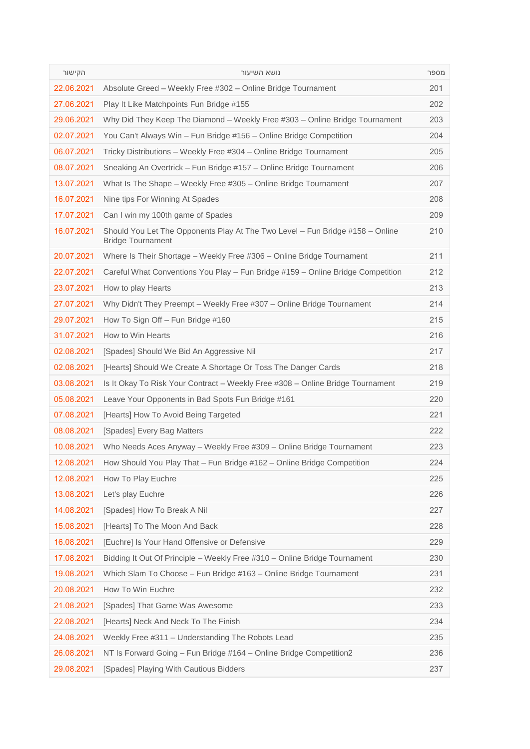| הקישור | נושא השיעור | מספר |
|---|---|---|
| 22.06.2021 | Absolute Greed – Weekly Free #302 – Online Bridge Tournament | 201 |
| 27.06.2021 | Play It Like Matchpoints Fun Bridge #155 | 202 |
| 29.06.2021 | Why Did They Keep The Diamond – Weekly Free #303 – Online Bridge Tournament | 203 |
| 02.07.2021 | You Can't Always Win – Fun Bridge #156 – Online Bridge Competition | 204 |
| 06.07.2021 | Tricky Distributions – Weekly Free #304 – Online Bridge Tournament | 205 |
| 08.07.2021 | Sneaking An Overtrick – Fun Bridge #157 – Online Bridge Tournament | 206 |
| 13.07.2021 | What Is The Shape – Weekly Free #305 – Online Bridge Tournament | 207 |
| 16.07.2021 | Nine tips For Winning At Spades | 208 |
| 17.07.2021 | Can I win my 100th game of Spades | 209 |
| 16.07.2021 | Should You Let The Opponents Play At The Two Level – Fun Bridge #158 – Online Bridge Tournament | 210 |
| 20.07.2021 | Where Is Their Shortage – Weekly Free #306 – Online Bridge Tournament | 211 |
| 22.07.2021 | Careful What Conventions You Play – Fun Bridge #159 – Online Bridge Competition | 212 |
| 23.07.2021 | How to play Hearts | 213 |
| 27.07.2021 | Why Didn't They Preempt – Weekly Free #307 – Online Bridge Tournament | 214 |
| 29.07.2021 | How To Sign Off – Fun Bridge #160 | 215 |
| 31.07.2021 | How to Win Hearts | 216 |
| 02.08.2021 | [Spades] Should We Bid An Aggressive Nil | 217 |
| 02.08.2021 | [Hearts] Should We Create A Shortage Or Toss The Danger Cards | 218 |
| 03.08.2021 | Is It Okay To Risk Your Contract – Weekly Free #308 – Online Bridge Tournament | 219 |
| 05.08.2021 | Leave Your Opponents in Bad Spots Fun Bridge #161 | 220 |
| 07.08.2021 | [Hearts] How To Avoid Being Targeted | 221 |
| 08.08.2021 | [Spades] Every Bag Matters | 222 |
| 10.08.2021 | Who Needs Aces Anyway – Weekly Free #309 – Online Bridge Tournament | 223 |
| 12.08.2021 | How Should You Play That – Fun Bridge #162 – Online Bridge Competition | 224 |
| 12.08.2021 | How To Play Euchre | 225 |
| 13.08.2021 | Let's play Euchre | 226 |
| 14.08.2021 | [Spades] How To Break A Nil | 227 |
| 15.08.2021 | [Hearts] To The Moon And Back | 228 |
| 16.08.2021 | [Euchre] Is Your Hand Offensive or Defensive | 229 |
| 17.08.2021 | Bidding It Out Of Principle – Weekly Free #310 – Online Bridge Tournament | 230 |
| 19.08.2021 | Which Slam To Choose – Fun Bridge #163 – Online Bridge Tournament | 231 |
| 20.08.2021 | How To Win Euchre | 232 |
| 21.08.2021 | [Spades] That Game Was Awesome | 233 |
| 22.08.2021 | [Hearts] Neck And Neck To The Finish | 234 |
| 24.08.2021 | Weekly Free #311 – Understanding The Robots Lead | 235 |
| 26.08.2021 | NT Is Forward Going – Fun Bridge #164 – Online Bridge Competition2 | 236 |
| 29.08.2021 | [Spades] Playing With Cautious Bidders | 237 |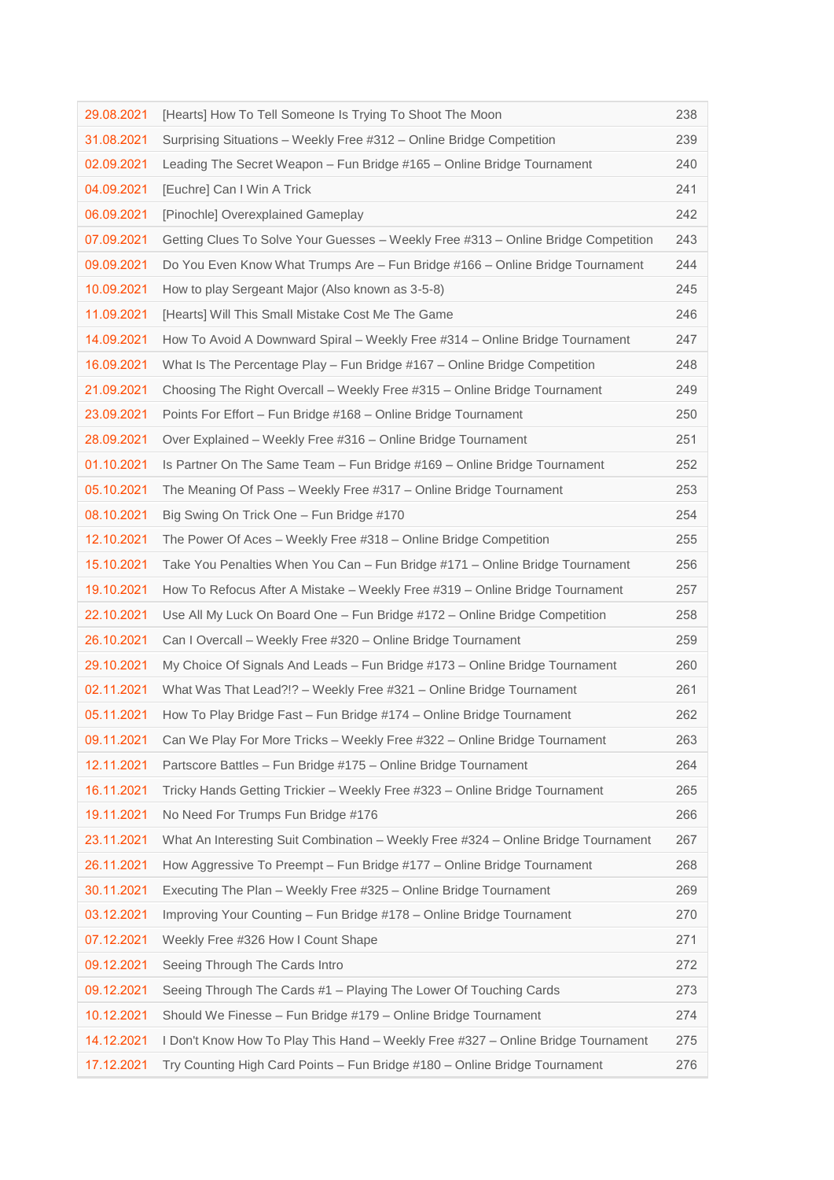| 29.08.2021 | [Hearts] How To Tell Someone Is Trying To Shoot The Moon | 238 |
|---|---|---|
| 31.08.2021 | Surprising Situations – Weekly Free #312 – Online Bridge Competition | 239 |
| 02.09.2021 | Leading The Secret Weapon – Fun Bridge #165 – Online Bridge Tournament | 240 |
| 04.09.2021 | [Euchre] Can I Win A Trick | 241 |
| 06.09.2021 | [Pinochle] Overexplained Gameplay | 242 |
| 07.09.2021 | Getting Clues To Solve Your Guesses – Weekly Free #313 – Online Bridge Competition | 243 |
| 09.09.2021 | Do You Even Know What Trumps Are – Fun Bridge #166 – Online Bridge Tournament | 244 |
| 10.09.2021 | How to play Sergeant Major (Also known as 3-5-8) | 245 |
| 11.09.2021 | [Hearts] Will This Small Mistake Cost Me The Game | 246 |
| 14.09.2021 | How To Avoid A Downward Spiral – Weekly Free #314 – Online Bridge Tournament | 247 |
| 16.09.2021 | What Is The Percentage Play – Fun Bridge #167 – Online Bridge Competition | 248 |
| 21.09.2021 | Choosing The Right Overcall – Weekly Free #315 – Online Bridge Tournament | 249 |
| 23.09.2021 | Points For Effort – Fun Bridge #168 – Online Bridge Tournament | 250 |
| 28.09.2021 | Over Explained – Weekly Free #316 – Online Bridge Tournament | 251 |
| 01.10.2021 | Is Partner On The Same Team – Fun Bridge #169 – Online Bridge Tournament | 252 |
| 05.10.2021 | The Meaning Of Pass – Weekly Free #317 – Online Bridge Tournament | 253 |
| 08.10.2021 | Big Swing On Trick One – Fun Bridge #170 | 254 |
| 12.10.2021 | The Power Of Aces – Weekly Free #318 – Online Bridge Competition | 255 |
| 15.10.2021 | Take You Penalties When You Can – Fun Bridge #171 – Online Bridge Tournament | 256 |
| 19.10.2021 | How To Refocus After A Mistake – Weekly Free #319 – Online Bridge Tournament | 257 |
| 22.10.2021 | Use All My Luck On Board One – Fun Bridge #172 – Online Bridge Competition | 258 |
| 26.10.2021 | Can I Overcall – Weekly Free #320 – Online Bridge Tournament | 259 |
| 29.10.2021 | My Choice Of Signals And Leads – Fun Bridge #173 – Online Bridge Tournament | 260 |
| 02.11.2021 | What Was That Lead?!? – Weekly Free #321 – Online Bridge Tournament | 261 |
| 05.11.2021 | How To Play Bridge Fast – Fun Bridge #174 – Online Bridge Tournament | 262 |
| 09.11.2021 | Can We Play For More Tricks – Weekly Free #322 – Online Bridge Tournament | 263 |
| 12.11.2021 | Partscore Battles – Fun Bridge #175 – Online Bridge Tournament | 264 |
| 16.11.2021 | Tricky Hands Getting Trickier – Weekly Free #323 – Online Bridge Tournament | 265 |
| 19.11.2021 | No Need For Trumps Fun Bridge #176 | 266 |
| 23.11.2021 | What An Interesting Suit Combination – Weekly Free #324 – Online Bridge Tournament | 267 |
| 26.11.2021 | How Aggressive To Preempt – Fun Bridge #177 – Online Bridge Tournament | 268 |
| 30.11.2021 | Executing The Plan – Weekly Free #325 – Online Bridge Tournament | 269 |
| 03.12.2021 | Improving Your Counting – Fun Bridge #178 – Online Bridge Tournament | 270 |
| 07.12.2021 | Weekly Free #326 How I Count Shape | 271 |
| 09.12.2021 | Seeing Through The Cards Intro | 272 |
| 09.12.2021 | Seeing Through The Cards #1 – Playing The Lower Of Touching Cards | 273 |
| 10.12.2021 | Should We Finesse – Fun Bridge #179 – Online Bridge Tournament | 274 |
| 14.12.2021 | I Don't Know How To Play This Hand – Weekly Free #327 – Online Bridge Tournament | 275 |
| 17.12.2021 | Try Counting High Card Points – Fun Bridge #180 – Online Bridge Tournament | 276 |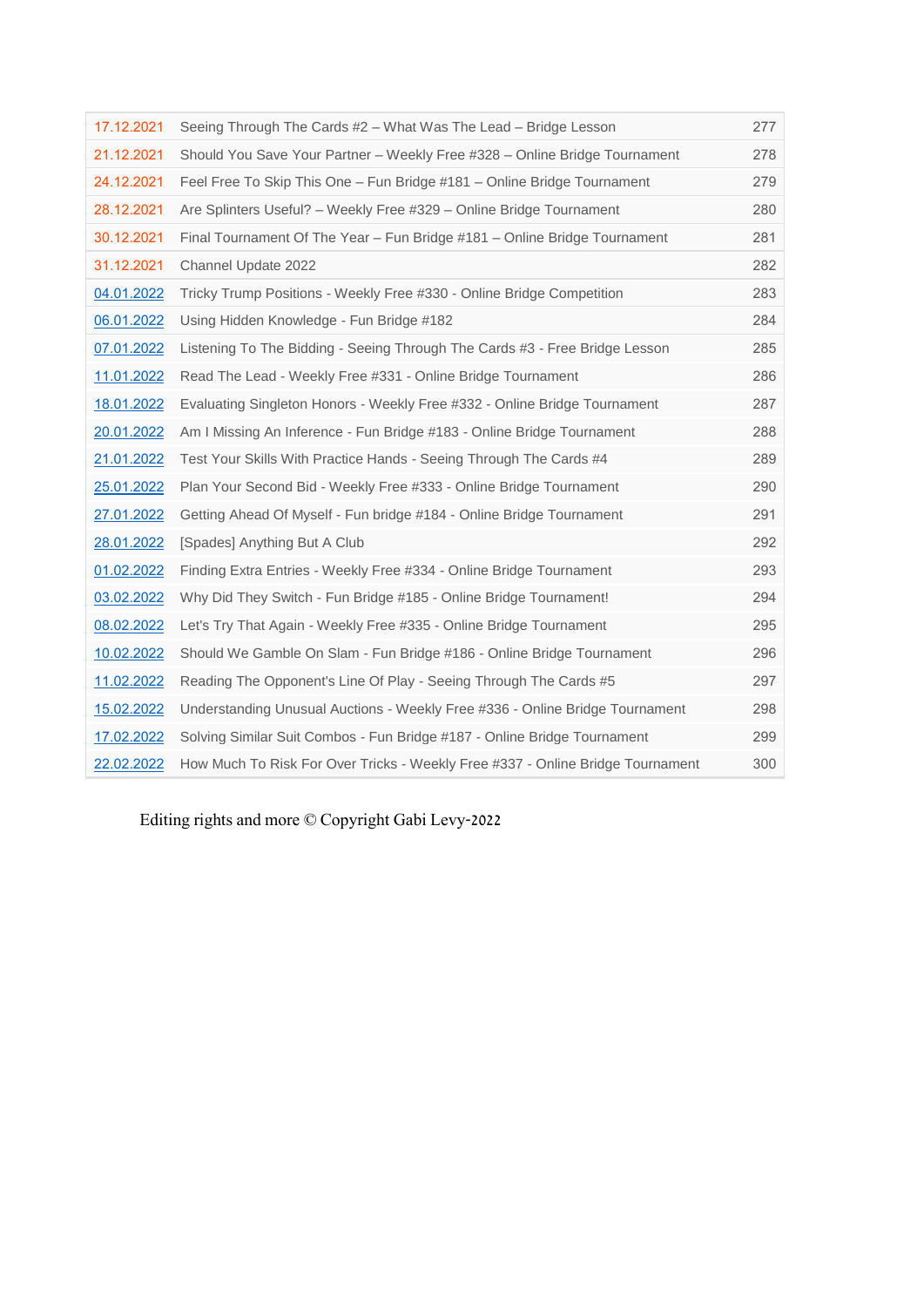| | | |
|---|---|---|
| 17.12.2021 | Seeing Through The Cards #2 – What Was The Lead – Bridge Lesson | 277 |
| 21.12.2021 | Should You Save Your Partner – Weekly Free #328 – Online Bridge Tournament | 278 |
| 24.12.2021 | Feel Free To Skip This One – Fun Bridge #181 – Online Bridge Tournament | 279 |
| 28.12.2021 | Are Splinters Useful? – Weekly Free #329 – Online Bridge Tournament | 280 |
| 30.12.2021 | Final Tournament Of The Year – Fun Bridge #181 – Online Bridge Tournament | 281 |
| 31.12.2021 | Channel Update 2022 | 282 |
| 04.01.2022 | Tricky Trump Positions - Weekly Free #330 - Online Bridge Competition | 283 |
| 06.01.2022 | Using Hidden Knowledge - Fun Bridge #182 | 284 |
| 07.01.2022 | Listening To The Bidding - Seeing Through The Cards #3 - Free Bridge Lesson | 285 |
| 11.01.2022 | Read The Lead - Weekly Free #331 - Online Bridge Tournament | 286 |
| 18.01.2022 | Evaluating Singleton Honors - Weekly Free #332 - Online Bridge Tournament | 287 |
| 20.01.2022 | Am I Missing An Inference - Fun Bridge #183 - Online Bridge Tournament | 288 |
| 21.01.2022 | Test Your Skills With Practice Hands - Seeing Through The Cards #4 | 289 |
| 25.01.2022 | Plan Your Second Bid - Weekly Free #333 - Online Bridge Tournament | 290 |
| 27.01.2022 | Getting Ahead Of Myself - Fun bridge #184 - Online Bridge Tournament | 291 |
| 28.01.2022 | [Spades] Anything But A Club | 292 |
| 01.02.2022 | Finding Extra Entries - Weekly Free #334 - Online Bridge Tournament | 293 |
| 03.02.2022 | Why Did They Switch - Fun Bridge #185 - Online Bridge Tournament! | 294 |
| 08.02.2022 | Let's Try That Again - Weekly Free #335 - Online Bridge Tournament | 295 |
| 10.02.2022 | Should We Gamble On Slam - Fun Bridge #186 - Online Bridge Tournament | 296 |
| 11.02.2022 | Reading The Opponent's Line Of Play - Seeing Through The Cards #5 | 297 |
| 15.02.2022 | Understanding Unusual Auctions - Weekly Free #336 - Online Bridge Tournament | 298 |
| 17.02.2022 | Solving Similar Suit Combos - Fun Bridge #187 - Online Bridge Tournament | 299 |
| 22.02.2022 | How Much To Risk For Over Tricks - Weekly Free #337 - Online Bridge Tournament | 300 |

Editing rights and more © Copyright Gabi Levy-2022